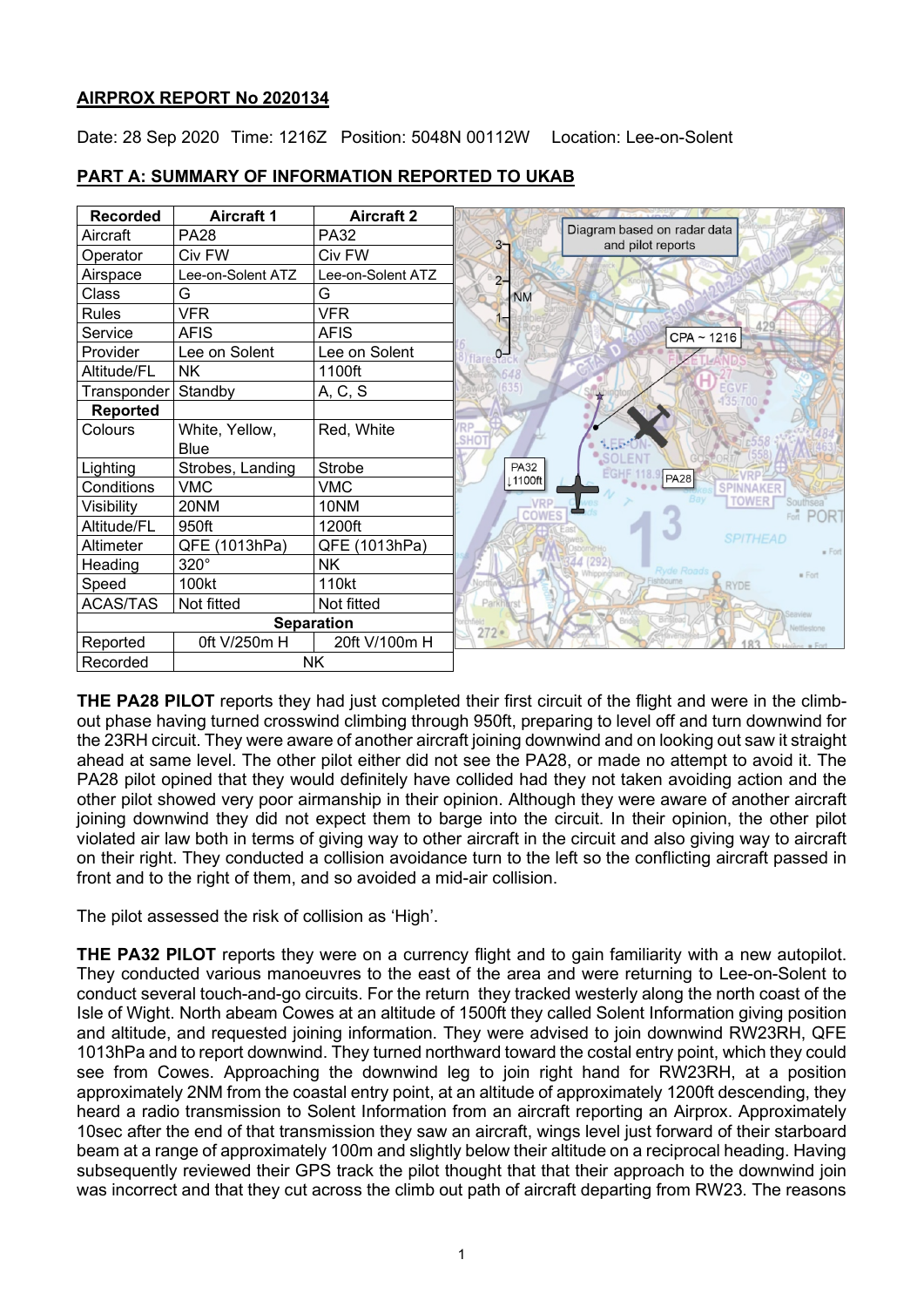## AIRPROX REPORT No 2020134

Date: 28 Sep 2020 Time: 1216Z Position: 5048N 00112W Location: Lee-on-Solent

## PART A: SUMMARY OF INFORMATION REPORTED TO UKAB

| Recorded | Aircraft 1 | Aircraft 2 |
|---|---|---|
| Aircraft | PA28 | PA32 |
| Operator | Civ FW | Civ FW |
| Airspace | Lee-on-Solent ATZ | Lee-on-Solent ATZ |
| Class | G | G |
| Rules | VFR | VFR |
| Service | AFIS | AFIS |
| Provider | Lee on Solent | Lee on Solent |
| Altitude/FL | NK | 1100ft |
| Transponder | Standby | A, C, S |
| **Reported** | | |
| Colours | White, Yellow, Blue | Red, White |
| Lighting | Strobes, Landing | Strobe |
| Conditions | VMC | VMC |
| Visibility | 20NM | 10NM |
| Altitude/FL | 950ft | 1200ft |
| Altimeter | QFE (1013hPa) | QFE (1013hPa) |
| Heading | 320° | NK |
| Speed | 100kt | 110kt |
| ACAS/TAS | Not fitted | Not fitted |
| **Separation** | | |
| Reported | 0ft V/250m H | 20ft V/100m H |
| Recorded | NK | |

Diagram based on radar data and pilot reports

**THE PA28 PILOT** reports they had just completed their first circuit of the flight and were in the climb-out phase having turned crosswind climbing through 950ft, preparing to level off and turn downwind for the 23RH circuit. They were aware of another aircraft joining downwind and on looking out saw it straight ahead at same level. The other pilot either did not see the PA28, or made no attempt to avoid it. The PA28 pilot opined that they would definitely have collided had they not taken avoiding action and the other pilot showed very poor airmanship in their opinion. Although they were aware of another aircraft joining downwind they did not expect them to barge into the circuit. In their opinion, the other pilot violated air law both in terms of giving way to other aircraft in the circuit and also giving way to aircraft on their right. They conducted a collision avoidance turn to the left so the conflicting aircraft passed in front and to the right of them, and so avoided a mid-air collision.

The pilot assessed the risk of collision as 'High'.

**THE PA32 PILOT** reports they were on a currency flight and to gain familiarity with a new autopilot. They conducted various manoeuvres to the east of the area and were returning to Lee-on-Solent to conduct several touch-and-go circuits. For the return they tracked westerly along the north coast of the Isle of Wight. North abeam Cowes at an altitude of 1500ft they called Solent Information giving position and altitude, and requested joining information. They were advised to join downwind RW23RH, QFE 1013hPa and to report downwind. They turned northward toward the costal entry point, which they could see from Cowes. Approaching the downwind leg to join right hand for RW23RH, at a position approximately 2NM from the coastal entry point, at an altitude of approximately 1200ft descending, they heard a radio transmission to Solent Information from an aircraft reporting an Airprox. Approximately 10sec after the end of that transmission they saw an aircraft, wings level just forward of their starboard beam at a range of approximately 100m and slightly below their altitude on a reciprocal heading. Having subsequently reviewed their GPS track the pilot thought that that their approach to the downwind join was incorrect and that they cut across the climb out path of aircraft departing from RW23. The reasons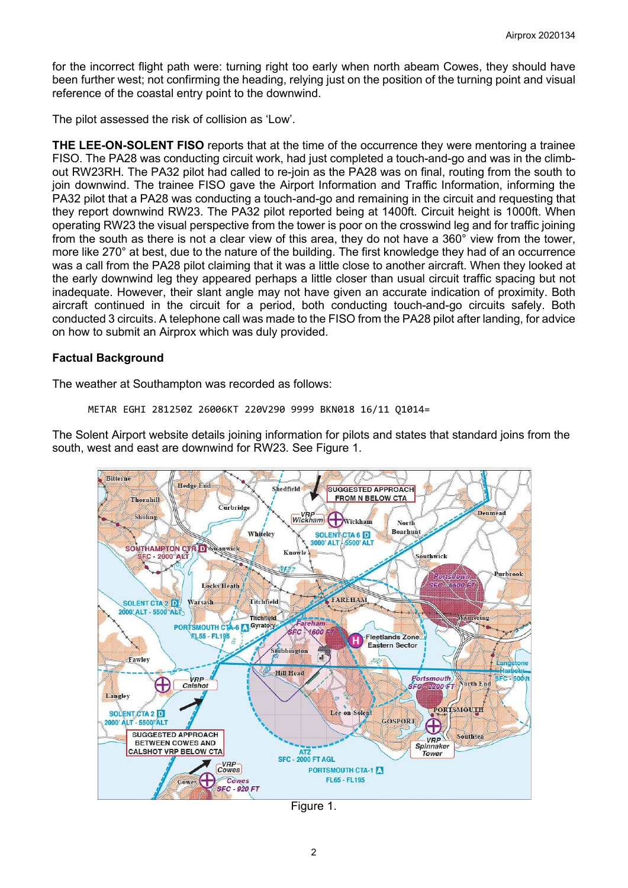for the incorrect flight path were: turning right too early when north abeam Cowes, they should have been further west; not confirming the heading, relying just on the position of the turning point and visual reference of the coastal entry point to the downwind.

The pilot assessed the risk of collision as 'Low'.

**THE LEE-ON-SOLENT FISO** reports that at the time of the occurrence they were mentoring a trainee FISO. The PA28 was conducting circuit work, had just completed a touch-and-go and was in the climb-out RW23RH. The PA32 pilot had called to re-join as the PA28 was on final, routing from the south to join downwind. The trainee FISO gave the Airport Information and Traffic Information, informing the PA32 pilot that a PA28 was conducting a touch-and-go and remaining in the circuit and requesting that they report downwind RW23. The PA32 pilot reported being at 1400ft. Circuit height is 1000ft. When operating RW23 the visual perspective from the tower is poor on the crosswind leg and for traffic joining from the south as there is not a clear view of this area, they do not have a 360° view from the tower, more like 270° at best, due to the nature of the building. The first knowledge they had of an occurrence was a call from the PA28 pilot claiming that it was a little close to another aircraft. When they looked at the early downwind leg they appeared perhaps a little closer than usual circuit traffic spacing but not inadequate. However, their slant angle may not have given an accurate indication of proximity. Both aircraft continued in the circuit for a period, both conducting touch-and-go circuits safely. Both conducted 3 circuits. A telephone call was made to the FISO from the PA28 pilot after landing, for advice on how to submit an Airprox which was duly provided.

### Factual Background

The weather at Southampton was recorded as follows:

```
METAR EGHI 281250Z 26006KT 220V290 9999 BKN018 16/11 Q1014=
```

The Solent Airport website details joining information for pilots and states that standard joins from the south, west and east are downwind for RW23. See Figure 1.

Figure 1.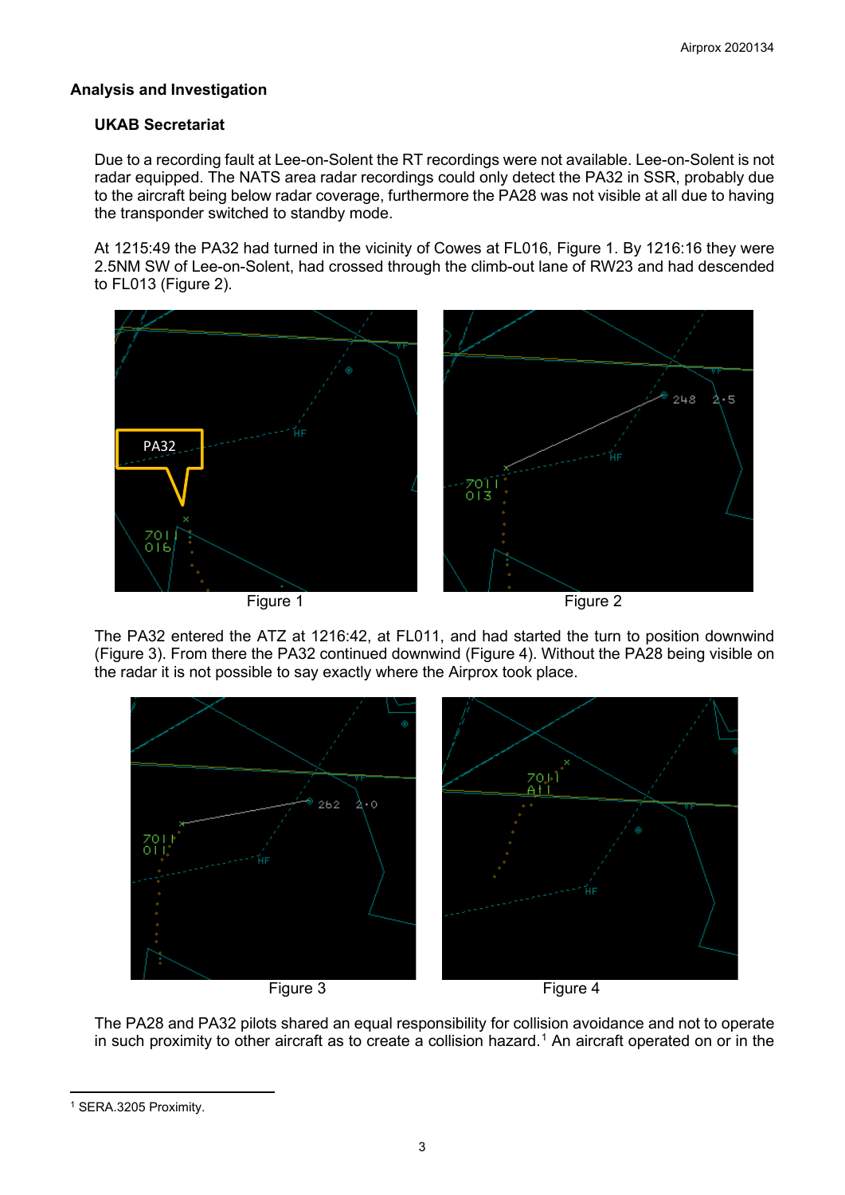## Analysis and Investigation

### UKAB Secretariat

Due to a recording fault at Lee-on-Solent the RT recordings were not available. Lee-on-Solent is not radar equipped. The NATS area radar recordings could only detect the PA32 in SSR, probably due to the aircraft being below radar coverage, furthermore the PA28 was not visible at all due to having the transponder switched to standby mode.

At 1215:49 the PA32 had turned in the vicinity of Cowes at FL016, Figure 1. By 1216:16 they were 2.5NM SW of Lee-on-Solent, had crossed through the climb-out lane of RW23 and had descended to FL013 (Figure 2).

Figure 1

Figure 2

The PA32 entered the ATZ at 1216:42, at FL011, and had started the turn to position downwind (Figure 3). From there the PA32 continued downwind (Figure 4). Without the PA28 being visible on the radar it is not possible to say exactly where the Airprox took place.

Figure 3

Figure 4

The PA28 and PA32 pilots shared an equal responsibility for collision avoidance and not to operate in such proximity to other aircraft as to create a collision hazard.[1] An aircraft operated on or in the

[1] SERA.3205 Proximity.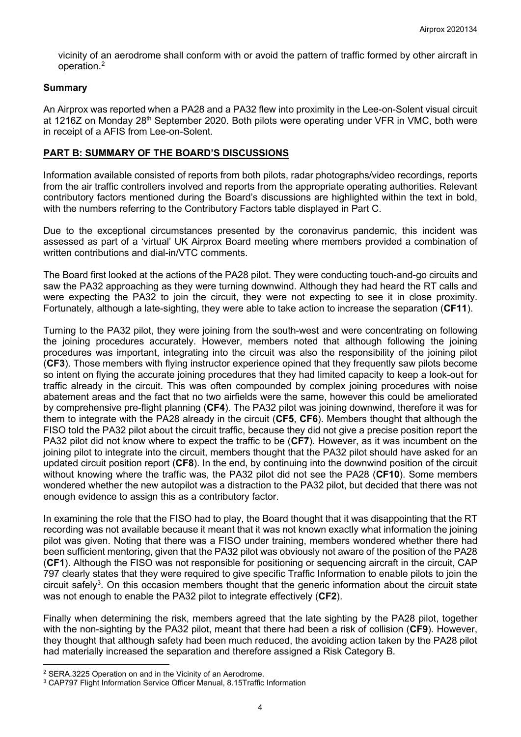vicinity of an aerodrome shall conform with or avoid the pattern of traffic formed by other aircraft in operation.[2]

**Summary**

An Airprox was reported when a PA28 and a PA32 flew into proximity in the Lee-on-Solent visual circuit at 1216Z on Monday 28th September 2020. Both pilots were operating under VFR in VMC, both were in receipt of a AFIS from Lee-on-Solent.

## PART B: SUMMARY OF THE BOARD'S DISCUSSIONS

Information available consisted of reports from both pilots, radar photographs/video recordings, reports from the air traffic controllers involved and reports from the appropriate operating authorities. Relevant contributory factors mentioned during the Board's discussions are highlighted within the text in bold, with the numbers referring to the Contributory Factors table displayed in Part C.

Due to the exceptional circumstances presented by the coronavirus pandemic, this incident was assessed as part of a 'virtual' UK Airprox Board meeting where members provided a combination of written contributions and dial-in/VTC comments.

The Board first looked at the actions of the PA28 pilot. They were conducting touch-and-go circuits and saw the PA32 approaching as they were turning downwind. Although they had heard the RT calls and were expecting the PA32 to join the circuit, they were not expecting to see it in close proximity. Fortunately, although a late-sighting, they were able to take action to increase the separation (**CF11**).

Turning to the PA32 pilot, they were joining from the south-west and were concentrating on following the joining procedures accurately. However, members noted that although following the joining procedures was important, integrating into the circuit was also the responsibility of the joining pilot (**CF3**). Those members with flying instructor experience opined that they frequently saw pilots become so intent on flying the accurate joining procedures that they had limited capacity to keep a look-out for traffic already in the circuit. This was often compounded by complex joining procedures with noise abatement areas and the fact that no two airfields were the same, however this could be ameliorated by comprehensive pre-flight planning (**CF4**). The PA32 pilot was joining downwind, therefore it was for them to integrate with the PA28 already in the circuit (**CF5**, **CF6**). Members thought that although the FISO told the PA32 pilot about the circuit traffic, because they did not give a precise position report the PA32 pilot did not know where to expect the traffic to be (**CF7**). However, as it was incumbent on the joining pilot to integrate into the circuit, members thought that the PA32 pilot should have asked for an updated circuit position report (**CF8**). In the end, by continuing into the downwind position of the circuit without knowing where the traffic was, the PA32 pilot did not see the PA28 (**CF10**). Some members wondered whether the new autopilot was a distraction to the PA32 pilot, but decided that there was not enough evidence to assign this as a contributory factor.

In examining the role that the FISO had to play, the Board thought that it was disappointing that the RT recording was not available because it meant that it was not known exactly what information the joining pilot was given. Noting that there was a FISO under training, members wondered whether there had been sufficient mentoring, given that the PA32 pilot was obviously not aware of the position of the PA28 (**CF1**). Although the FISO was not responsible for positioning or sequencing aircraft in the circuit, CAP 797 clearly states that they were required to give specific Traffic Information to enable pilots to join the circuit safely[3]. On this occasion members thought that the generic information about the circuit state was not enough to enable the PA32 pilot to integrate effectively (**CF2**).

Finally when determining the risk, members agreed that the late sighting by the PA28 pilot, together with the non-sighting by the PA32 pilot, meant that there had been a risk of collision (**CF9**). However, they thought that although safety had been much reduced, the avoiding action taken by the PA28 pilot had materially increased the separation and therefore assigned a Risk Category B.

---

[2] SERA.3225 Operation on and in the Vicinity of an Aerodrome.

[3] CAP797 Flight Information Service Officer Manual, 8.15Traffic Information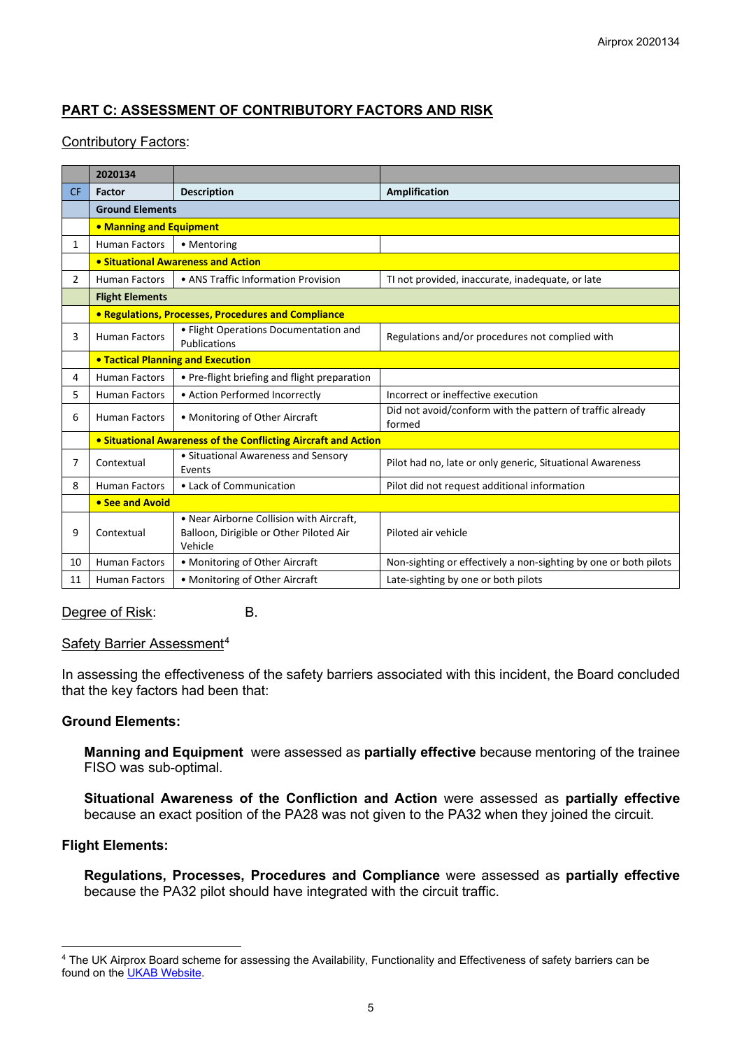## PART C: ASSESSMENT OF CONTRIBUTORY FACTORS AND RISK

Contributory Factors:

| | 2020134 | | |
|---|---|---|---|
| CF | Factor | Description | Amplification |
| | **Ground Elements** | | |
| | **• Manning and Equipment** | | |
| 1 | Human Factors | • Mentoring | |
| | **• Situational Awareness and Action** | | |
| 2 | Human Factors | • ANS Traffic Information Provision | TI not provided, inaccurate, inadequate, or late |
| | **Flight Elements** | | |
| | **• Regulations, Processes, Procedures and Compliance** | | |
| 3 | Human Factors | • Flight Operations Documentation and Publications | Regulations and/or procedures not complied with |
| | **• Tactical Planning and Execution** | | |
| 4 | Human Factors | • Pre-flight briefing and flight preparation | |
| 5 | Human Factors | • Action Performed Incorrectly | Incorrect or ineffective execution |
| 6 | Human Factors | • Monitoring of Other Aircraft | Did not avoid/conform with the pattern of traffic already formed |
| | **• Situational Awareness of the Conflicting Aircraft and Action** | | |
| 7 | Contextual | • Situational Awareness and Sensory Events | Pilot had no, late or only generic, Situational Awareness |
| 8 | Human Factors | • Lack of Communication | Pilot did not request additional information |
| | **• See and Avoid** | | |
| 9 | Contextual | • Near Airborne Collision with Aircraft, Balloon, Dirigible or Other Piloted Air Vehicle | Piloted air vehicle |
| 10 | Human Factors | • Monitoring of Other Aircraft | Non-sighting or effectively a non-sighting by one or both pilots |
| 11 | Human Factors | • Monitoring of Other Aircraft | Late-sighting by one or both pilots |

Degree of Risk: B.

Safety Barrier Assessment[4]

In assessing the effectiveness of the safety barriers associated with this incident, the Board concluded that the key factors had been that:

**Ground Elements:**

**Manning and Equipment** were assessed as **partially effective** because mentoring of the trainee FISO was sub-optimal.

**Situational Awareness of the Confliction and Action** were assessed as **partially effective** because an exact position of the PA28 was not given to the PA32 when they joined the circuit.

**Flight Elements:**

**Regulations, Processes, Procedures and Compliance** were assessed as **partially effective** because the PA32 pilot should have integrated with the circuit traffic.

[4] The UK Airprox Board scheme for assessing the Availability, Functionality and Effectiveness of safety barriers can be found on the UKAB Website.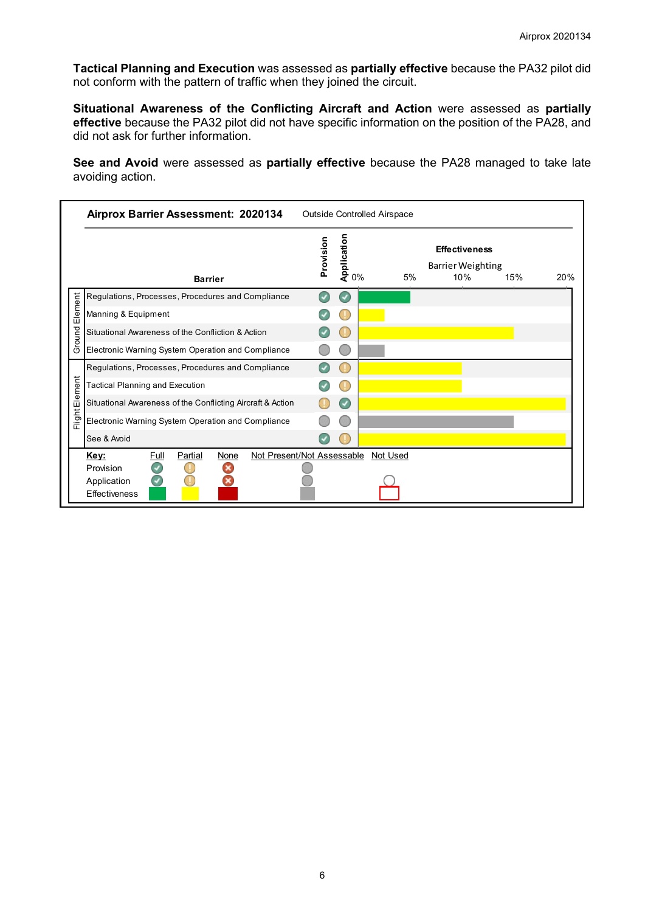**Tactical Planning and Execution** was assessed as **partially effective** because the PA32 pilot did not conform with the pattern of traffic when they joined the circuit.

**Situational Awareness of the Conflicting Aircraft and Action** were assessed as **partially effective** because the PA32 pilot did not have specific information on the position of the PA28, and did not ask for further information.

**See and Avoid** were assessed as **partially effective** because the PA28 managed to take late avoiding action.

**Airprox Barrier Assessment: 2020134** Outside Controlled Airspace

Barrier

Provision

Application

Effectiveness

Barrier Weighting

0% 5% 10% 15% 20%

Ground Element

Regulations, Processes, Procedures and Compliance

Manning & Equipment

Situational Awareness of the Confliction & Action

Electronic Warning System Operation and Compliance

Flight Element

Regulations, Processes, Procedures and Compliance

Tactical Planning and Execution

Situational Awareness of the Conflicting Aircraft & Action

Electronic Warning System Operation and Compliance

See & Avoid

Key: Full Partial None Not Present/Not Assessable Not Used

Provision

Application

Effectiveness